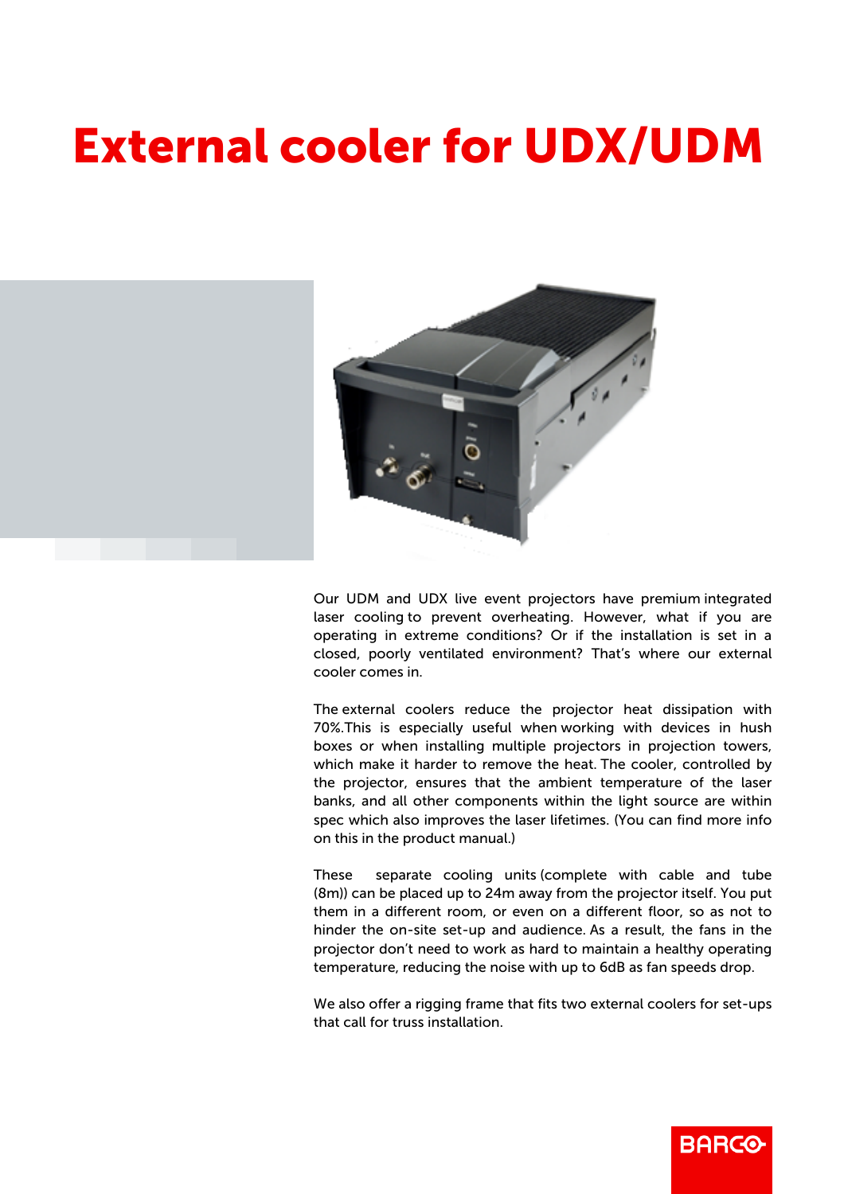# External cooler for UDX/UDM

Our UDM and UDX live event projectors have premium integrated laser cooling to prevent overheating. However, what if you are operating in extreme conditions? Or if the installation is set in a closed, poorly ventilated environment? That's where our external cooler comes in.

The external coolers reduce the projector heat dissipation with 70%.This is especially useful when working with devices in hush boxes or when installing multiple projectors in projection towers, which make it harder to remove the heat. The cooler, controlled by the projector, ensures that the ambient temperature of the laser banks, and all other components within the light source are within spec which also improves the laser lifetimes. (You can find more info on this in the product manual.)

These separate cooling units (complete with cable and tube (8m)) can be placed up to 24m away from the projector itself. You put them in a different room, or even on a different floor, so as not to hinder the on-site set-up and audience. As a result, the fans in the projector don't need to work as hard to maintain a healthy operating temperature, reducing the noise with up to 6dB as fan speeds drop.

We also offer a rigging frame that fits two external coolers for set-ups that call for truss installation.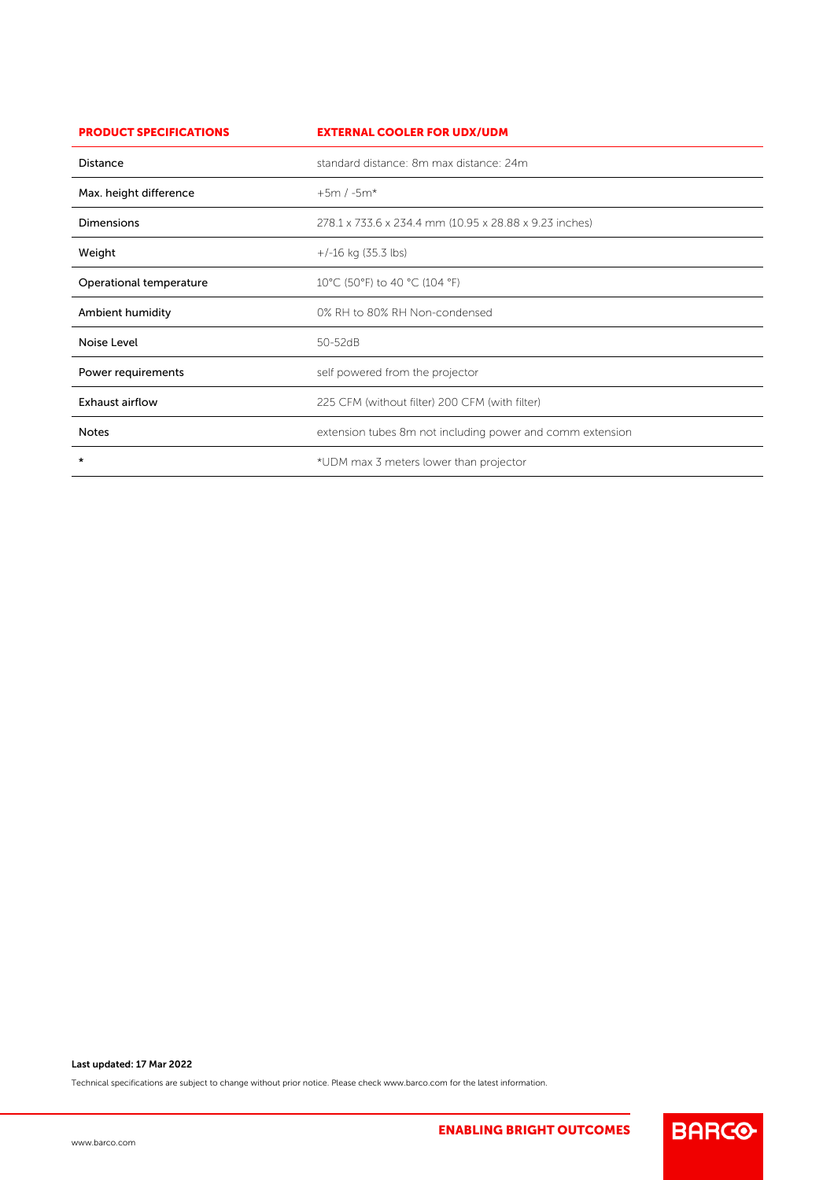| PRODUCT SPECIFICATIONS | EXTERNAL COOLER FOR UDX/UDM |
| --- | --- |
| Distance | standard distance: 8m max distance: 24m |
| Max. height difference | +5m / -5m* |
| Dimensions | 278.1 x 733.6 x 234.4 mm (10.95 x 28.88 x 9.23 inches) |
| Weight | +/-16 kg (35.3 lbs) |
| Operational temperature | 10°C (50°F) to 40 °C (104 °F) |
| Ambient humidity | 0% RH to 80% RH Non-condensed |
| Noise Level | 50-52dB |
| Power requirements | self powered from the projector |
| Exhaust airflow | 225 CFM (without filter) 200 CFM (with filter) |
| Notes | extension tubes 8m not including power and comm extension |
| * | *UDM max 3 meters lower than projector |

**Last updated: 17 Mar 2022**

Technical specifications are subject to change without prior notice. Please check www.barco.com for the latest information.

**ENABLING BRIGHT OUTCOMES**

www.barco.com